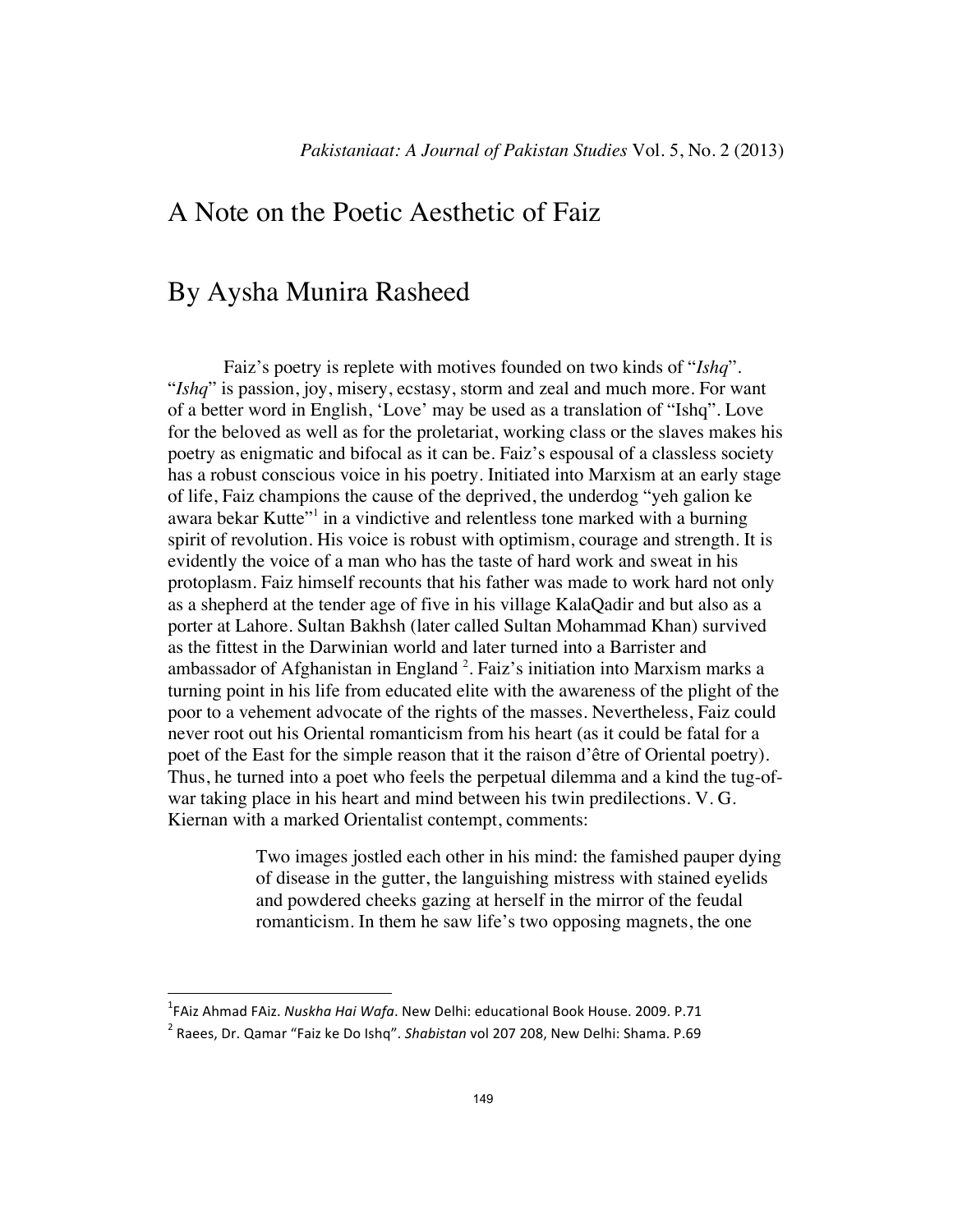# A Note on the Poetic Aesthetic of Faiz

## By Aysha Munira Rasheed

Faiz's poetry is replete with motives founded on two kinds of "*Ishq*". "*Ishq*" is passion, joy, misery, ecstasy, storm and zeal and much more. For want of a better word in English, 'Love' may be used as a translation of "Ishq". Love for the beloved as well as for the proletariat, working class or the slaves makes his poetry as enigmatic and bifocal as it can be. Faiz's espousal of a classless society has a robust conscious voice in his poetry. Initiated into Marxism at an early stage of life, Faiz champions the cause of the deprived, the underdog "yeh galion ke awara bekar Kutte"[1] in a vindictive and relentless tone marked with a burning spirit of revolution. His voice is robust with optimism, courage and strength. It is evidently the voice of a man who has the taste of hard work and sweat in his protoplasm. Faiz himself recounts that his father was made to work hard not only as a shepherd at the tender age of five in his village KalaQadir and but also as a porter at Lahore. Sultan Bakhsh (later called Sultan Mohammad Khan) survived as the fittest in the Darwinian world and later turned into a Barrister and ambassador of Afghanistan in England [2]. Faiz's initiation into Marxism marks a turning point in his life from educated elite with the awareness of the plight of the poor to a vehement advocate of the rights of the masses. Nevertheless, Faiz could never root out his Oriental romanticism from his heart (as it could be fatal for a poet of the East for the simple reason that it the raison d'être of Oriental poetry). Thus, he turned into a poet who feels the perpetual dilemma and a kind the tug-of-war taking place in his heart and mind between his twin predilections. V. G. Kiernan with a marked Orientalist contempt, comments:

> Two images jostled each other in his mind: the famished pauper dying of disease in the gutter, the languishing mistress with stained eyelids and powdered cheeks gazing at herself in the mirror of the feudal romanticism. In them he saw life's two opposing magnets, the one

---

[1] FAiz Ahmad FAiz. *Nuskha Hai Wafa*. New Delhi: educational Book House. 2009. P.71

[2] Raees, Dr. Qamar "Faiz ke Do Ishq". *Shabistan* vol 207 208, New Delhi: Shama. P.69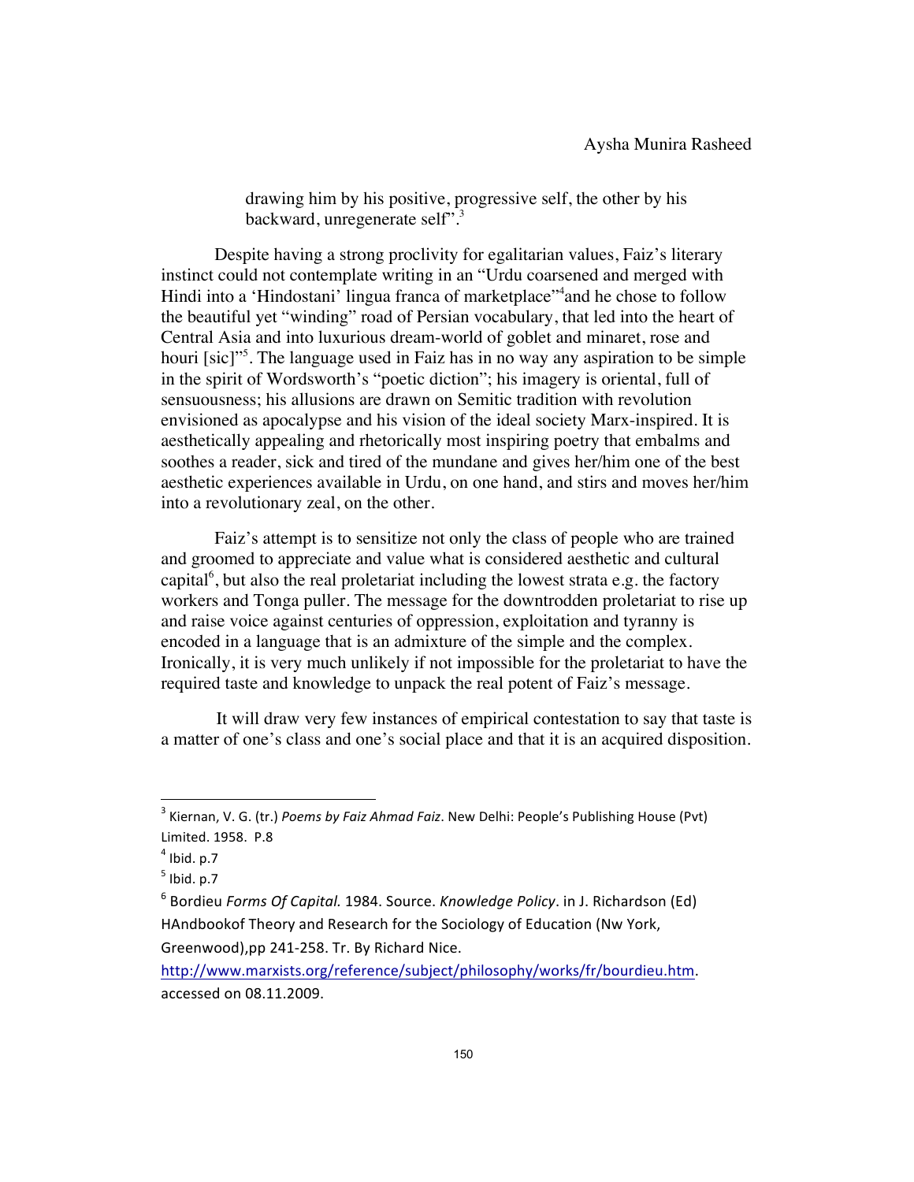> drawing him by his positive, progressive self, the other by his backward, unregenerate self".[3]

Despite having a strong proclivity for egalitarian values, Faiz's literary instinct could not contemplate writing in an "Urdu coarsened and merged with Hindi into a 'Hindostani' lingua franca of marketplace"[4]and he chose to follow the beautiful yet "winding" road of Persian vocabulary, that led into the heart of Central Asia and into luxurious dream-world of goblet and minaret, rose and houri [sic]"[5]. The language used in Faiz has in no way any aspiration to be simple in the spirit of Wordsworth's "poetic diction"; his imagery is oriental, full of sensuousness; his allusions are drawn on Semitic tradition with revolution envisioned as apocalypse and his vision of the ideal society Marx-inspired. It is aesthetically appealing and rhetorically most inspiring poetry that embalms and soothes a reader, sick and tired of the mundane and gives her/him one of the best aesthetic experiences available in Urdu, on one hand, and stirs and moves her/him into a revolutionary zeal, on the other.

Faiz's attempt is to sensitize not only the class of people who are trained and groomed to appreciate and value what is considered aesthetic and cultural capital[6], but also the real proletariat including the lowest strata e.g. the factory workers and Tonga puller. The message for the downtrodden proletariat to rise up and raise voice against centuries of oppression, exploitation and tyranny is encoded in a language that is an admixture of the simple and the complex. Ironically, it is very much unlikely if not impossible for the proletariat to have the required taste and knowledge to unpack the real potent of Faiz's message.

It will draw very few instances of empirical contestation to say that taste is a matter of one's class and one's social place and that it is an acquired disposition.

---

[3] Kiernan, V. G. (tr.) *Poems by Faiz Ahmad Faiz*. New Delhi: People's Publishing House (Pvt) Limited. 1958. P.8

[4] Ibid. p.7

[5] Ibid. p.7

[6] Bordieu *Forms Of Capital.* 1984. Source. *Knowledge Policy*. in J. Richardson (Ed) HAndbookof Theory and Research for the Sociology of Education (Nw York, Greenwood),pp 241-258. Tr. By Richard Nice. http://www.marxists.org/reference/subject/philosophy/works/fr/bourdieu.htm. accessed on 08.11.2009.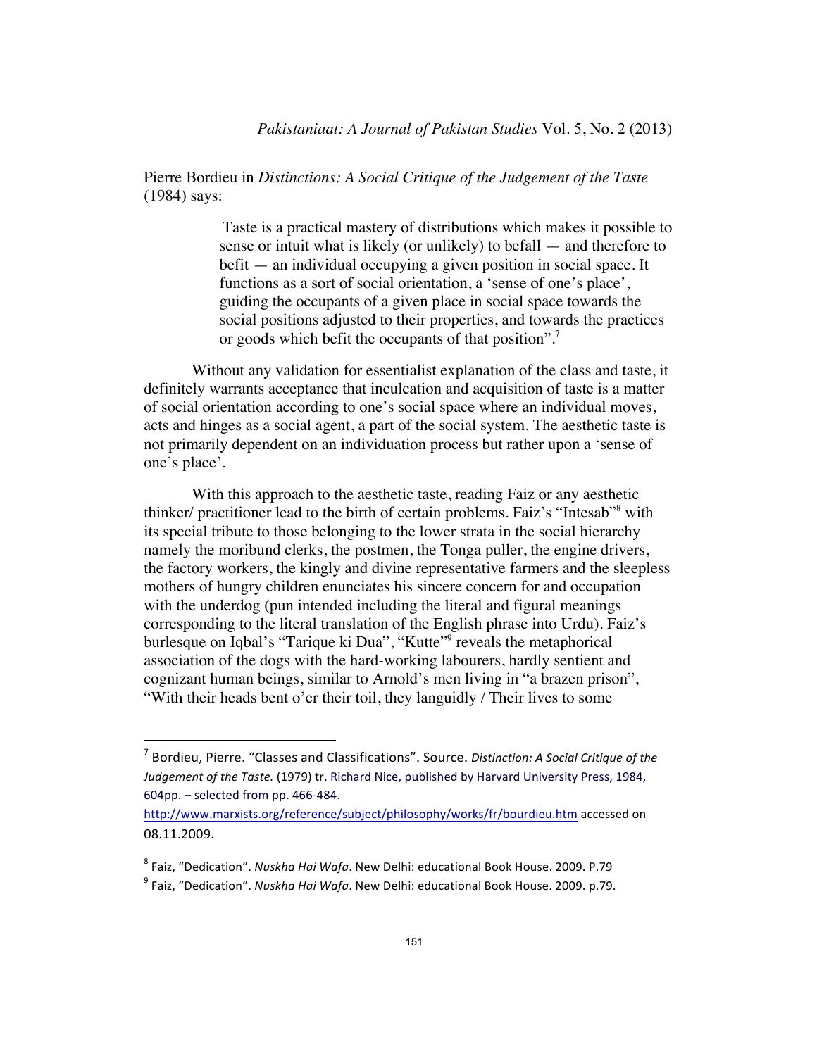Pierre Bordieu in *Distinctions: A Social Critique of the Judgement of the Taste* (1984) says:

> Taste is a practical mastery of distributions which makes it possible to sense or intuit what is likely (or unlikely) to befall — and therefore to befit — an individual occupying a given position in social space. It functions as a sort of social orientation, a 'sense of one's place', guiding the occupants of a given place in social space towards the social positions adjusted to their properties, and towards the practices or goods which befit the occupants of that position".[7]

Without any validation for essentialist explanation of the class and taste, it definitely warrants acceptance that inculcation and acquisition of taste is a matter of social orientation according to one's social space where an individual moves, acts and hinges as a social agent, a part of the social system. The aesthetic taste is not primarily dependent on an individuation process but rather upon a 'sense of one's place'.

With this approach to the aesthetic taste, reading Faiz or any aesthetic thinker/ practitioner lead to the birth of certain problems. Faiz's "Intesab"[8] with its special tribute to those belonging to the lower strata in the social hierarchy namely the moribund clerks, the postmen, the Tonga puller, the engine drivers, the factory workers, the kingly and divine representative farmers and the sleepless mothers of hungry children enunciates his sincere concern for and occupation with the underdog (pun intended including the literal and figural meanings corresponding to the literal translation of the English phrase into Urdu). Faiz's burlesque on Iqbal's "Tarique ki Dua", "Kutte"[9] reveals the metaphorical association of the dogs with the hard-working labourers, hardly sentient and cognizant human beings, similar to Arnold's men living in "a brazen prison", "With their heads bent o'er their toil, they languidly / Their lives to some

---

[7] Bordieu, Pierre. "Classes and Classifications". Source. *Distinction: A Social Critique of the Judgement of the Taste.* (1979) tr. Richard Nice, published by Harvard University Press, 1984, 604pp. – selected from pp. 466-484. http://www.marxists.org/reference/subject/philosophy/works/fr/bourdieu.htm accessed on 08.11.2009.

[8] Faiz, "Dedication". *Nuskha Hai Wafa*. New Delhi: educational Book House. 2009. P.79

[9] Faiz, "Dedication". *Nuskha Hai Wafa*. New Delhi: educational Book House. 2009. p.79.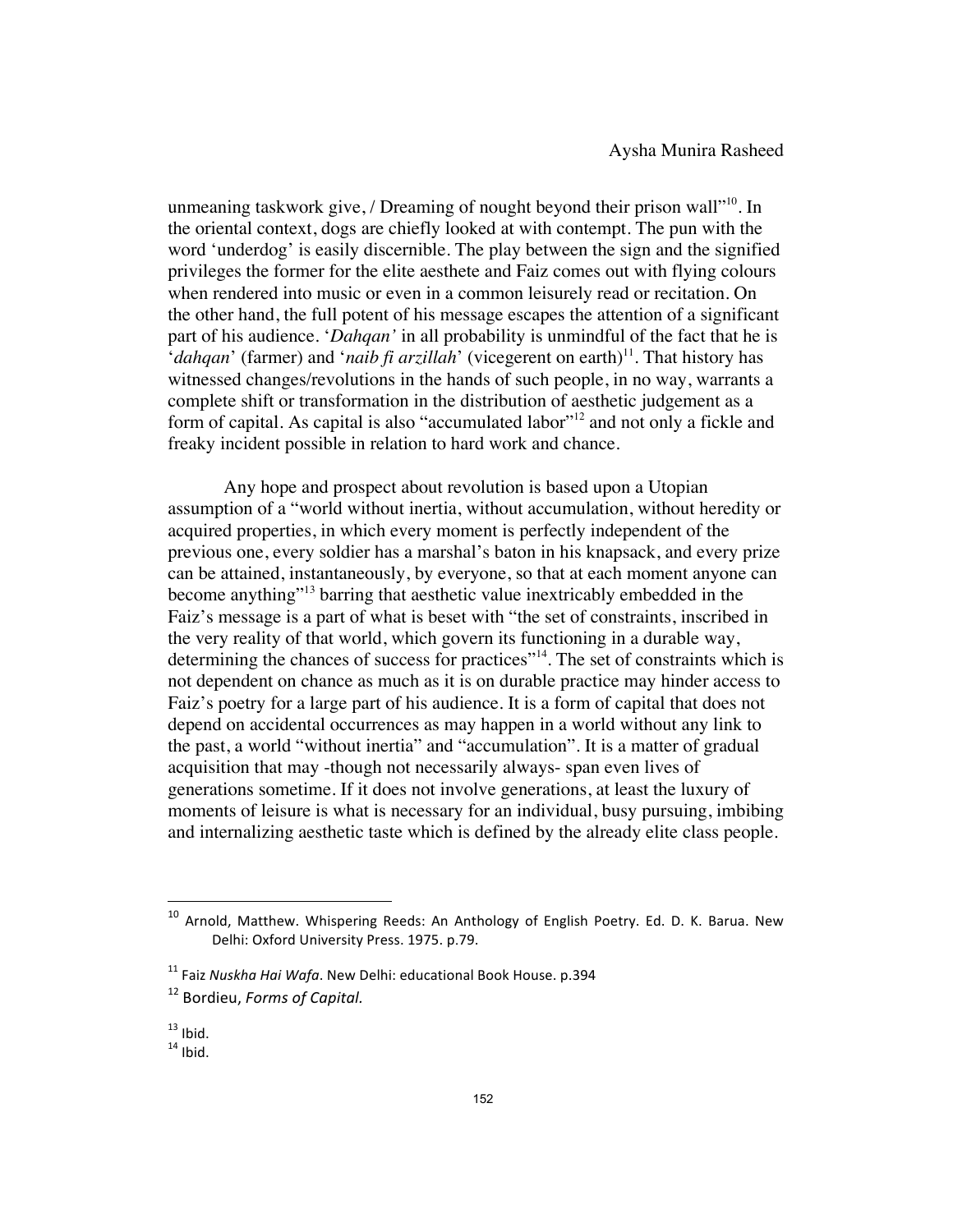unmeaning taskwork give, / Dreaming of nought beyond their prison wall"[10]. In the oriental context, dogs are chiefly looked at with contempt. The pun with the word 'underdog' is easily discernible. The play between the sign and the signified privileges the former for the elite aesthete and Faiz comes out with flying colours when rendered into music or even in a common leisurely read or recitation. On the other hand, the full potent of his message escapes the attention of a significant part of his audience. '*Dahqan'* in all probability is unmindful of the fact that he is '*dahqan*' (farmer) and '*naib fi arzillah*' (vicegerent on earth)[11]. That history has witnessed changes/revolutions in the hands of such people, in no way, warrants a complete shift or transformation in the distribution of aesthetic judgement as a form of capital. As capital is also "accumulated labor"[12] and not only a fickle and freaky incident possible in relation to hard work and chance.

Any hope and prospect about revolution is based upon a Utopian assumption of a "world without inertia, without accumulation, without heredity or acquired properties, in which every moment is perfectly independent of the previous one, every soldier has a marshal's baton in his knapsack, and every prize can be attained, instantaneously, by everyone, so that at each moment anyone can become anything"[13] barring that aesthetic value inextricably embedded in the Faiz's message is a part of what is beset with "the set of constraints, inscribed in the very reality of that world, which govern its functioning in a durable way, determining the chances of success for practices"[14]. The set of constraints which is not dependent on chance as much as it is on durable practice may hinder access to Faiz's poetry for a large part of his audience. It is a form of capital that does not depend on accidental occurrences as may happen in a world without any link to the past, a world "without inertia" and "accumulation". It is a matter of gradual acquisition that may -though not necessarily always- span even lives of generations sometime. If it does not involve generations, at least the luxury of moments of leisure is what is necessary for an individual, busy pursuing, imbibing and internalizing aesthetic taste which is defined by the already elite class people.

---

[10] Arnold, Matthew. Whispering Reeds: An Anthology of English Poetry. Ed. D. K. Barua. New Delhi: Oxford University Press. 1975. p.79.

[11] Faiz *Nuskha Hai Wafa*. New Delhi: educational Book House. p.394

[12] Bordieu, *Forms of Capital.*

[13] Ibid.

[14] Ibid.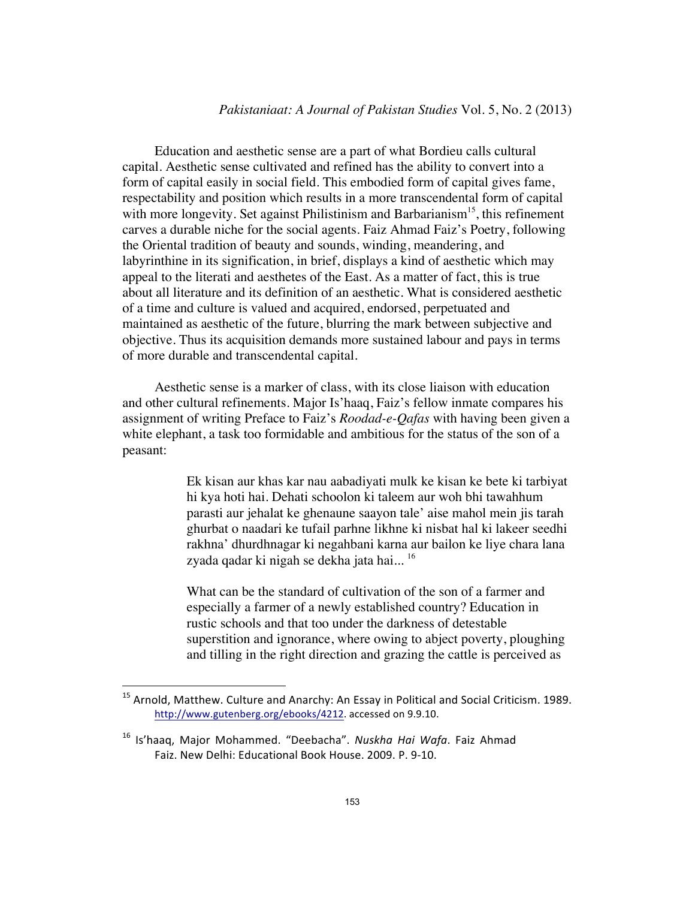Education and aesthetic sense are a part of what Bordieu calls cultural capital. Aesthetic sense cultivated and refined has the ability to convert into a form of capital easily in social field. This embodied form of capital gives fame, respectability and position which results in a more transcendental form of capital with more longevity. Set against Philistinism and Barbarianism[15], this refinement carves a durable niche for the social agents. Faiz Ahmad Faiz's Poetry, following the Oriental tradition of beauty and sounds, winding, meandering, and labyrinthine in its signification, in brief, displays a kind of aesthetic which may appeal to the literati and aesthetes of the East. As a matter of fact, this is true about all literature and its definition of an aesthetic. What is considered aesthetic of a time and culture is valued and acquired, endorsed, perpetuated and maintained as aesthetic of the future, blurring the mark between subjective and objective. Thus its acquisition demands more sustained labour and pays in terms of more durable and transcendental capital.

Aesthetic sense is a marker of class, with its close liaison with education and other cultural refinements. Major Is'haaq, Faiz's fellow inmate compares his assignment of writing Preface to Faiz's *Roodad-e-Qafas* with having been given a white elephant, a task too formidable and ambitious for the status of the son of a peasant:

> Ek kisan aur khas kar nau aabadiyati mulk ke kisan ke bete ki tarbiyat hi kya hoti hai. Dehati schoolon ki taleem aur woh bhi tawahhum parasti aur jehalat ke ghenaune saayon tale' aise mahol mein jis tarah ghurbat o naadari ke tufail parhne likhne ki nisbat hal ki lakeer seedhi rakhna' dhurdhnagar ki negahbani karna aur bailon ke liye chara lana zyada qadar ki nigah se dekha jata hai... [16]
>
> What can be the standard of cultivation of the son of a farmer and especially a farmer of a newly established country? Education in rustic schools and that too under the darkness of detestable superstition and ignorance, where owing to abject poverty, ploughing and tilling in the right direction and grazing the cattle is perceived as

---

[15] Arnold, Matthew. Culture and Anarchy: An Essay in Political and Social Criticism. 1989. http://www.gutenberg.org/ebooks/4212. accessed on 9.9.10.

[16] Is'haaq, Major Mohammed. "Deebacha". *Nuskha Hai Wafa*. Faiz Ahmad Faiz. New Delhi: Educational Book House. 2009. P. 9-10.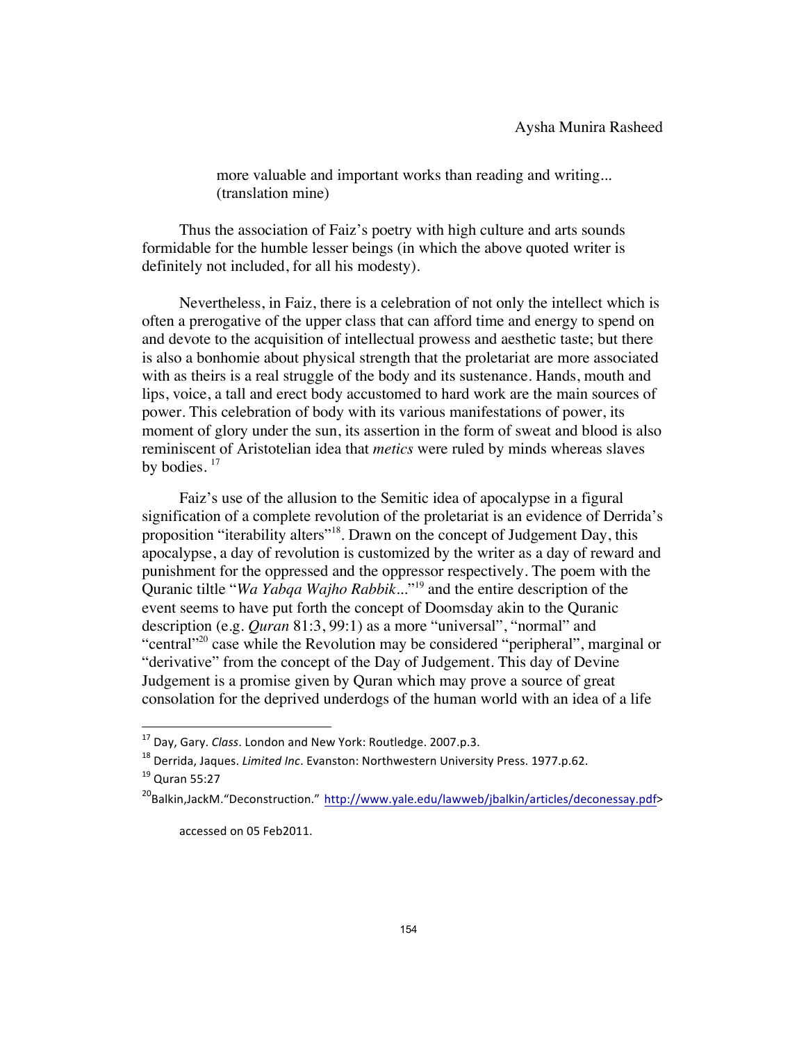more valuable and important works than reading and writing... (translation mine)

Thus the association of Faiz's poetry with high culture and arts sounds formidable for the humble lesser beings (in which the above quoted writer is definitely not included, for all his modesty).

Nevertheless, in Faiz, there is a celebration of not only the intellect which is often a prerogative of the upper class that can afford time and energy to spend on and devote to the acquisition of intellectual prowess and aesthetic taste; but there is also a bonhomie about physical strength that the proletariat are more associated with as theirs is a real struggle of the body and its sustenance. Hands, mouth and lips, voice, a tall and erect body accustomed to hard work are the main sources of power. This celebration of body with its various manifestations of power, its moment of glory under the sun, its assertion in the form of sweat and blood is also reminiscent of Aristotelian idea that *metics* were ruled by minds whereas slaves by bodies. [17]

Faiz's use of the allusion to the Semitic idea of apocalypse in a figural signification of a complete revolution of the proletariat is an evidence of Derrida's proposition "iterability alters"[18]. Drawn on the concept of Judgement Day, this apocalypse, a day of revolution is customized by the writer as a day of reward and punishment for the oppressed and the oppressor respectively. The poem with the Quranic tiltle "*Wa Yabqa Wajho Rabbik*..."[19] and the entire description of the event seems to have put forth the concept of Doomsday akin to the Quranic description (e.g. *Quran* 81:3, 99:1) as a more "universal", "normal" and "central"[20] case while the Revolution may be considered "peripheral", marginal or "derivative" from the concept of the Day of Judgement. This day of Devine Judgement is a promise given by Quran which may prove a source of great consolation for the deprived underdogs of the human world with an idea of a life

---

[17] Day, Gary. *Class*. London and New York: Routledge. 2007.p.3.

[18] Derrida, Jaques. *Limited Inc*. Evanston: Northwestern University Press. 1977.p.62.

[19] Quran 55:27

[20] Balkin,JackM."Deconstruction." http://www.yale.edu/lawweb/jbalkin/articles/deconessay.pdf> accessed on 05 Feb2011.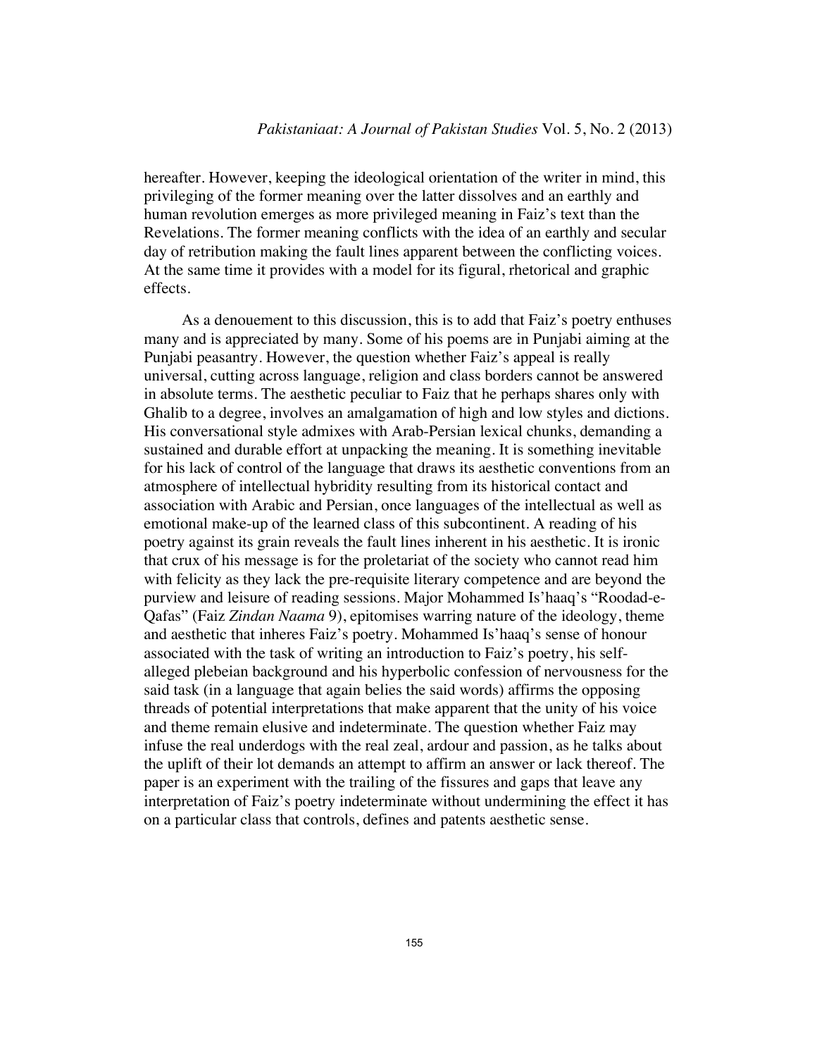hereafter. However, keeping the ideological orientation of the writer in mind, this privileging of the former meaning over the latter dissolves and an earthly and human revolution emerges as more privileged meaning in Faiz's text than the Revelations. The former meaning conflicts with the idea of an earthly and secular day of retribution making the fault lines apparent between the conflicting voices. At the same time it provides with a model for its figural, rhetorical and graphic effects.

As a denouement to this discussion, this is to add that Faiz's poetry enthuses many and is appreciated by many. Some of his poems are in Punjabi aiming at the Punjabi peasantry. However, the question whether Faiz's appeal is really universal, cutting across language, religion and class borders cannot be answered in absolute terms. The aesthetic peculiar to Faiz that he perhaps shares only with Ghalib to a degree, involves an amalgamation of high and low styles and dictions. His conversational style admixes with Arab-Persian lexical chunks, demanding a sustained and durable effort at unpacking the meaning. It is something inevitable for his lack of control of the language that draws its aesthetic conventions from an atmosphere of intellectual hybridity resulting from its historical contact and association with Arabic and Persian, once languages of the intellectual as well as emotional make-up of the learned class of this subcontinent. A reading of his poetry against its grain reveals the fault lines inherent in his aesthetic. It is ironic that crux of his message is for the proletariat of the society who cannot read him with felicity as they lack the pre-requisite literary competence and are beyond the purview and leisure of reading sessions. Major Mohammed Is'haaq's "Roodad-e-Qafas" (Faiz *Zindan Naama* 9), epitomises warring nature of the ideology, theme and aesthetic that inheres Faiz's poetry. Mohammed Is'haaq's sense of honour associated with the task of writing an introduction to Faiz's poetry, his self-alleged plebeian background and his hyperbolic confession of nervousness for the said task (in a language that again belies the said words) affirms the opposing threads of potential interpretations that make apparent that the unity of his voice and theme remain elusive and indeterminate. The question whether Faiz may infuse the real underdogs with the real zeal, ardour and passion, as he talks about the uplift of their lot demands an attempt to affirm an answer or lack thereof. The paper is an experiment with the trailing of the fissures and gaps that leave any interpretation of Faiz's poetry indeterminate without undermining the effect it has on a particular class that controls, defines and patents aesthetic sense.